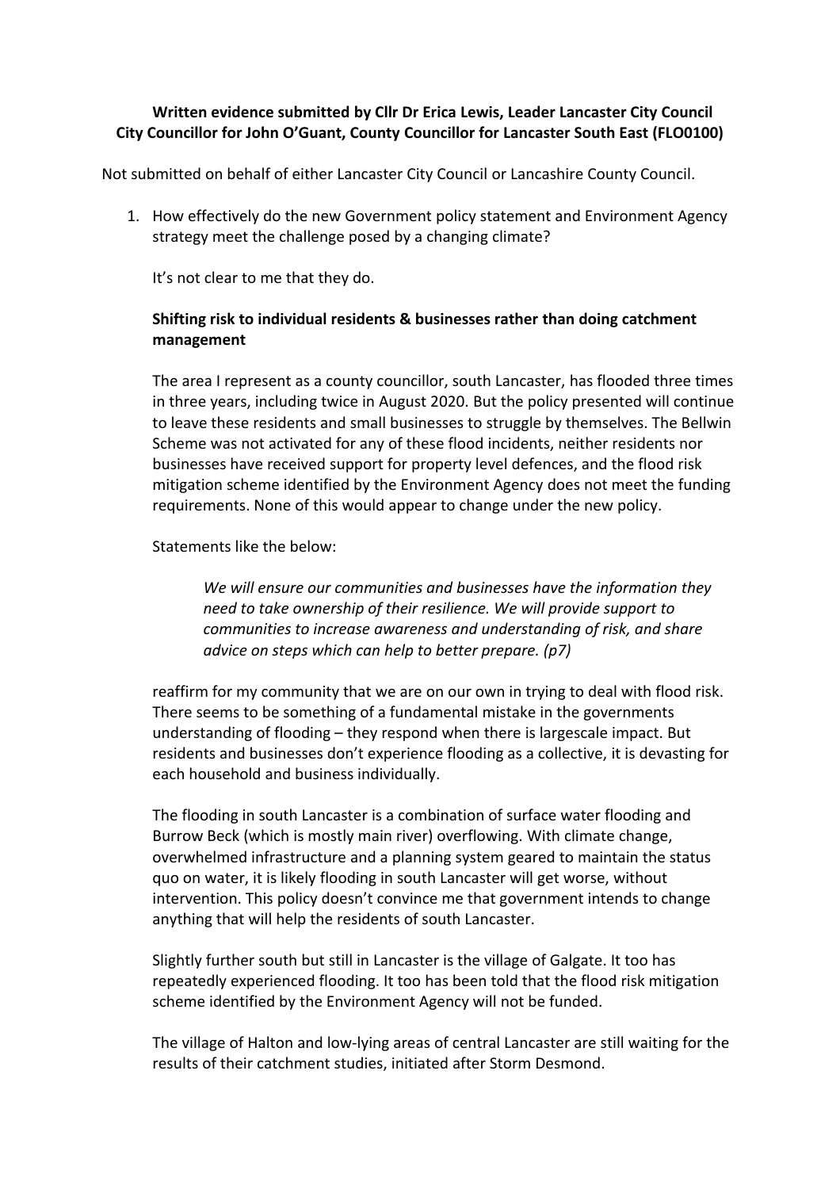**Written evidence submitted by Cllr Dr Erica Lewis, Leader Lancaster City Council City Councillor for John O'Guant, County Councillor for Lancaster South East (FLO0100)**

Not submitted on behalf of either Lancaster City Council or Lancashire County Council.

1. How effectively do the new Government policy statement and Environment Agency strategy meet the challenge posed by a changing climate?

   It's not clear to me that they do.

   **Shifting risk to individual residents & businesses rather than doing catchment management**

   The area I represent as a county councillor, south Lancaster, has flooded three times in three years, including twice in August 2020. But the policy presented will continue to leave these residents and small businesses to struggle by themselves. The Bellwin Scheme was not activated for any of these flood incidents, neither residents nor businesses have received support for property level defences, and the flood risk mitigation scheme identified by the Environment Agency does not meet the funding requirements. None of this would appear to change under the new policy.

   Statements like the below:

   > *We will ensure our communities and businesses have the information they need to take ownership of their resilience. We will provide support to communities to increase awareness and understanding of risk, and share advice on steps which can help to better prepare. (p7)*

   reaffirm for my community that we are on our own in trying to deal with flood risk. There seems to be something of a fundamental mistake in the governments understanding of flooding – they respond when there is largescale impact. But residents and businesses don't experience flooding as a collective, it is devasting for each household and business individually.

   The flooding in south Lancaster is a combination of surface water flooding and Burrow Beck (which is mostly main river) overflowing. With climate change, overwhelmed infrastructure and a planning system geared to maintain the status quo on water, it is likely flooding in south Lancaster will get worse, without intervention. This policy doesn't convince me that government intends to change anything that will help the residents of south Lancaster.

   Slightly further south but still in Lancaster is the village of Galgate. It too has repeatedly experienced flooding. It too has been told that the flood risk mitigation scheme identified by the Environment Agency will not be funded.

   The village of Halton and low-lying areas of central Lancaster are still waiting for the results of their catchment studies, initiated after Storm Desmond.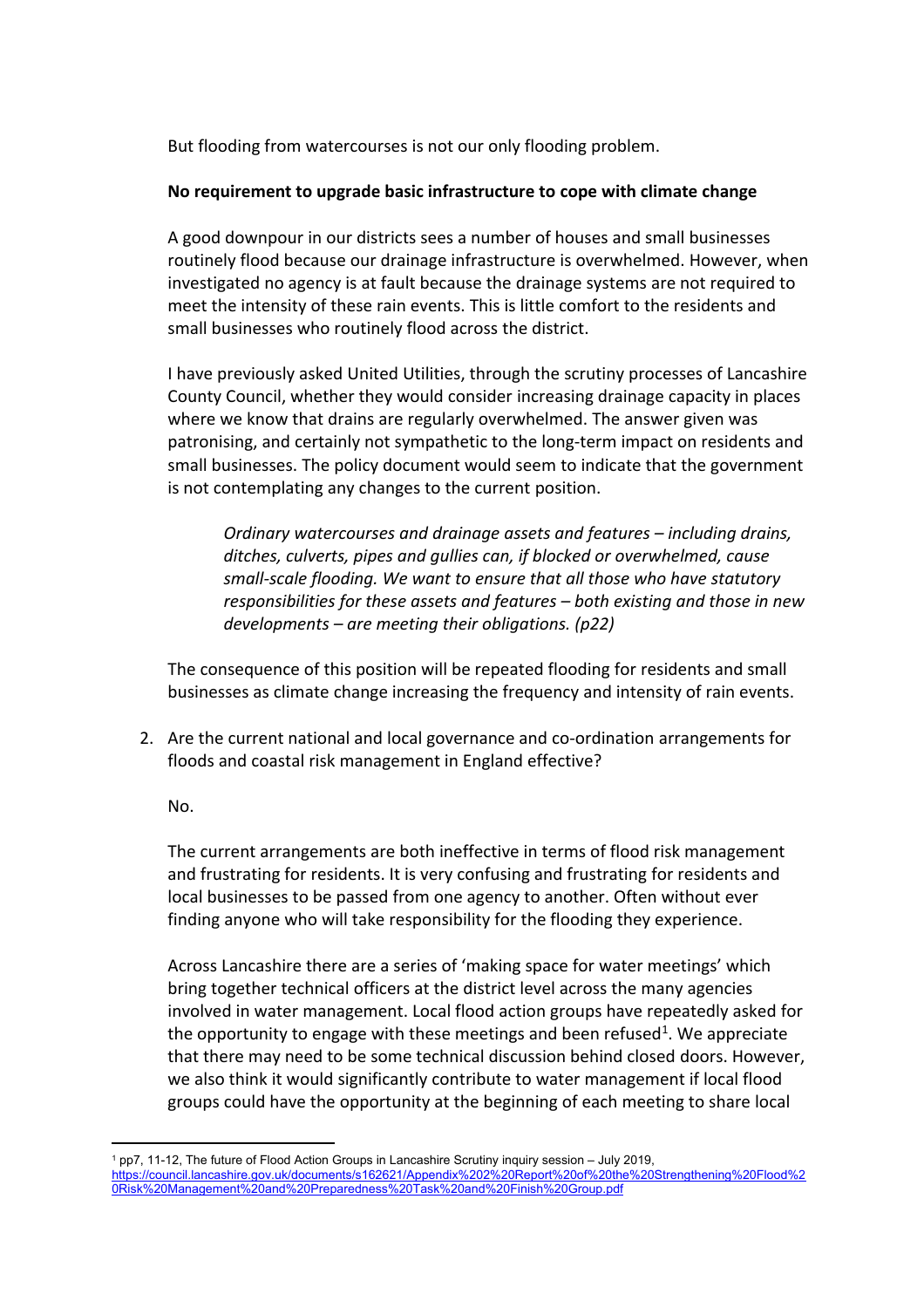But flooding from watercourses is not our only flooding problem.

**No requirement to upgrade basic infrastructure to cope with climate change**

A good downpour in our districts sees a number of houses and small businesses routinely flood because our drainage infrastructure is overwhelmed. However, when investigated no agency is at fault because the drainage systems are not required to meet the intensity of these rain events. This is little comfort to the residents and small businesses who routinely flood across the district.

I have previously asked United Utilities, through the scrutiny processes of Lancashire County Council, whether they would consider increasing drainage capacity in places where we know that drains are regularly overwhelmed. The answer given was patronising, and certainly not sympathetic to the long-term impact on residents and small businesses. The policy document would seem to indicate that the government is not contemplating any changes to the current position.

> *Ordinary watercourses and drainage assets and features – including drains, ditches, culverts, pipes and gullies can, if blocked or overwhelmed, cause small-scale flooding. We want to ensure that all those who have statutory responsibilities for these assets and features – both existing and those in new developments – are meeting their obligations. (p22)*

The consequence of this position will be repeated flooding for residents and small businesses as climate change increasing the frequency and intensity of rain events.

2. Are the current national and local governance and co-ordination arrangements for floods and coastal risk management in England effective?

   No.

   The current arrangements are both ineffective in terms of flood risk management and frustrating for residents. It is very confusing and frustrating for residents and local businesses to be passed from one agency to another. Often without ever finding anyone who will take responsibility for the flooding they experience.

   Across Lancashire there are a series of 'making space for water meetings' which bring together technical officers at the district level across the many agencies involved in water management. Local flood action groups have repeatedly asked for the opportunity to engage with these meetings and been refused[1]. We appreciate that there may need to be some technical discussion behind closed doors. However, we also think it would significantly contribute to water management if local flood groups could have the opportunity at the beginning of each meeting to share local

---

[1] pp7, 11-12, The future of Flood Action Groups in Lancashire Scrutiny inquiry session – July 2019, https://council.lancashire.gov.uk/documents/s162621/Appendix%202%20Report%20of%20the%20Strengthening%20Flood%20Risk%20Management%20and%20Preparedness%20Task%20and%20Finish%20Group.pdf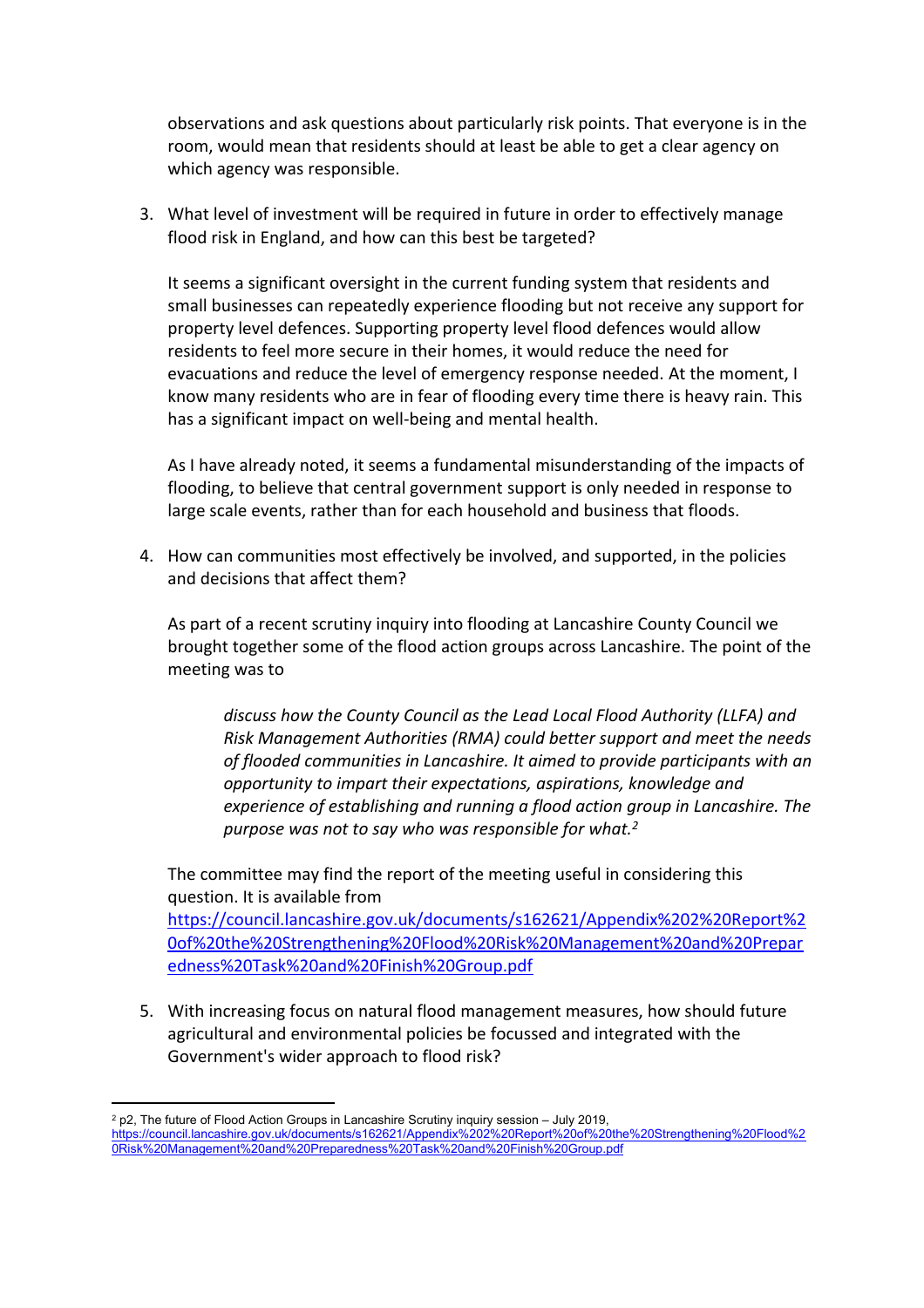observations and ask questions about particularly risk points. That everyone is in the room, would mean that residents should at least be able to get a clear agency on which agency was responsible.

3. What level of investment will be required in future in order to effectively manage flood risk in England, and how can this best be targeted?

   It seems a significant oversight in the current funding system that residents and small businesses can repeatedly experience flooding but not receive any support for property level defences. Supporting property level flood defences would allow residents to feel more secure in their homes, it would reduce the need for evacuations and reduce the level of emergency response needed. At the moment, I know many residents who are in fear of flooding every time there is heavy rain. This has a significant impact on well-being and mental health.

   As I have already noted, it seems a fundamental misunderstanding of the impacts of flooding, to believe that central government support is only needed in response to large scale events, rather than for each household and business that floods.

4. How can communities most effectively be involved, and supported, in the policies and decisions that affect them?

   As part of a recent scrutiny inquiry into flooding at Lancashire County Council we brought together some of the flood action groups across Lancashire. The point of the meeting was to

   > *discuss how the County Council as the Lead Local Flood Authority (LLFA) and Risk Management Authorities (RMA) could better support and meet the needs of flooded communities in Lancashire. It aimed to provide participants with an opportunity to impart their expectations, aspirations, knowledge and experience of establishing and running a flood action group in Lancashire. The purpose was not to say who was responsible for what.*[2]

   The committee may find the report of the meeting useful in considering this question. It is available from https://council.lancashire.gov.uk/documents/s162621/Appendix%202%20Report%20of%20the%20Strengthening%20Flood%20Risk%20Management%20and%20Preparedness%20Task%20and%20Finish%20Group.pdf

5. With increasing focus on natural flood management measures, how should future agricultural and environmental policies be focussed and integrated with the Government's wider approach to flood risk?

---

[2] p2, The future of Flood Action Groups in Lancashire Scrutiny inquiry session – July 2019, https://council.lancashire.gov.uk/documents/s162621/Appendix%202%20Report%20of%20the%20Strengthening%20Flood%20Risk%20Management%20and%20Preparedness%20Task%20and%20Finish%20Group.pdf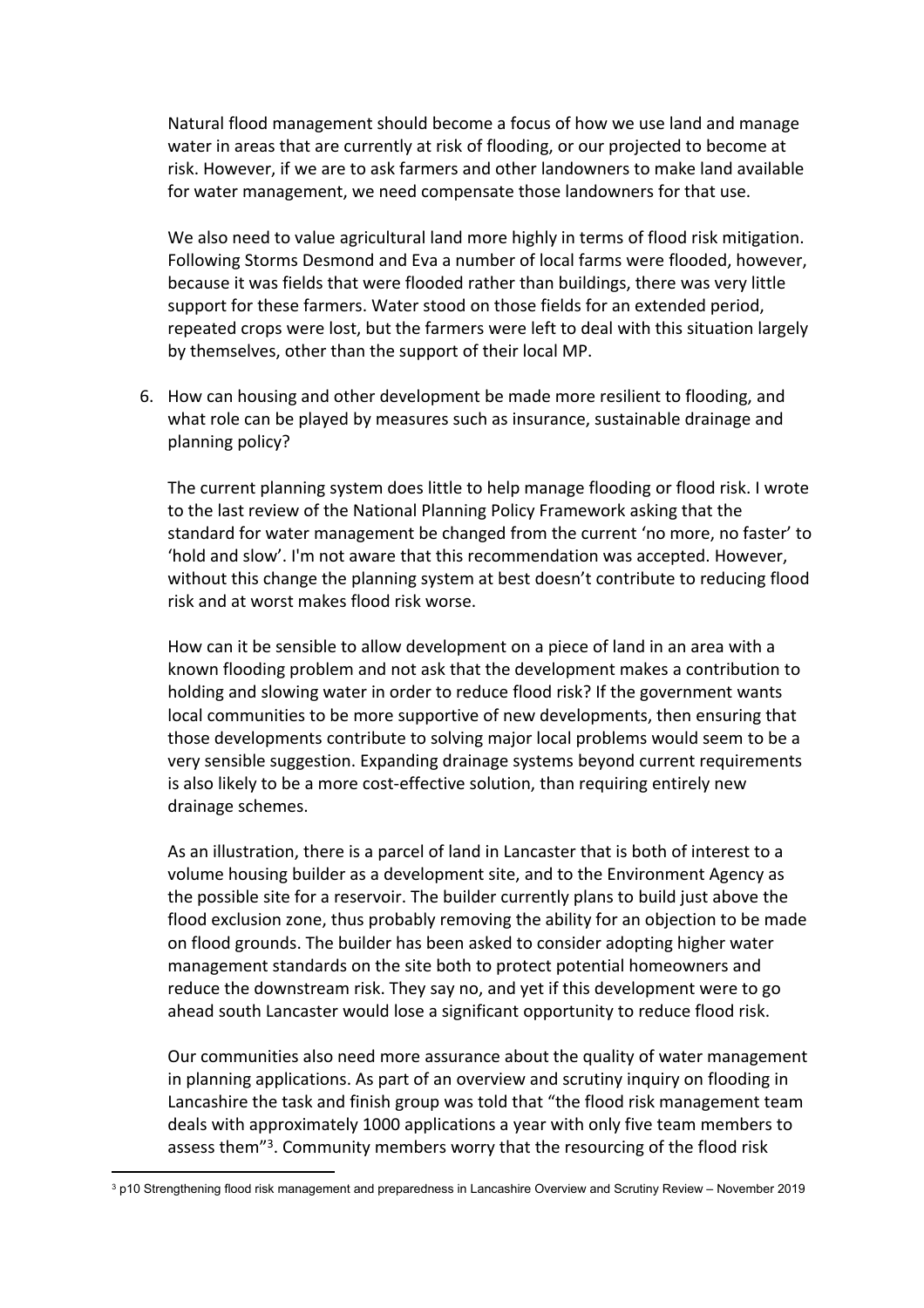Natural flood management should become a focus of how we use land and manage water in areas that are currently at risk of flooding, or our projected to become at risk. However, if we are to ask farmers and other landowners to make land available for water management, we need compensate those landowners for that use.

We also need to value agricultural land more highly in terms of flood risk mitigation. Following Storms Desmond and Eva a number of local farms were flooded, however, because it was fields that were flooded rather than buildings, there was very little support for these farmers. Water stood on those fields for an extended period, repeated crops were lost, but the farmers were left to deal with this situation largely by themselves, other than the support of their local MP.

6. How can housing and other development be made more resilient to flooding, and what role can be played by measures such as insurance, sustainable drainage and planning policy?

   The current planning system does little to help manage flooding or flood risk. I wrote to the last review of the National Planning Policy Framework asking that the standard for water management be changed from the current 'no more, no faster' to 'hold and slow'. I'm not aware that this recommendation was accepted. However, without this change the planning system at best doesn't contribute to reducing flood risk and at worst makes flood risk worse.

   How can it be sensible to allow development on a piece of land in an area with a known flooding problem and not ask that the development makes a contribution to holding and slowing water in order to reduce flood risk? If the government wants local communities to be more supportive of new developments, then ensuring that those developments contribute to solving major local problems would seem to be a very sensible suggestion. Expanding drainage systems beyond current requirements is also likely to be a more cost-effective solution, than requiring entirely new drainage schemes.

   As an illustration, there is a parcel of land in Lancaster that is both of interest to a volume housing builder as a development site, and to the Environment Agency as the possible site for a reservoir. The builder currently plans to build just above the flood exclusion zone, thus probably removing the ability for an objection to be made on flood grounds. The builder has been asked to consider adopting higher water management standards on the site both to protect potential homeowners and reduce the downstream risk. They say no, and yet if this development were to go ahead south Lancaster would lose a significant opportunity to reduce flood risk.

   Our communities also need more assurance about the quality of water management in planning applications. As part of an overview and scrutiny inquiry on flooding in Lancashire the task and finish group was told that "the flood risk management team deals with approximately 1000 applications a year with only five team members to assess them"[3]. Community members worry that the resourcing of the flood risk

[3] p10 Strengthening flood risk management and preparedness in Lancashire Overview and Scrutiny Review – November 2019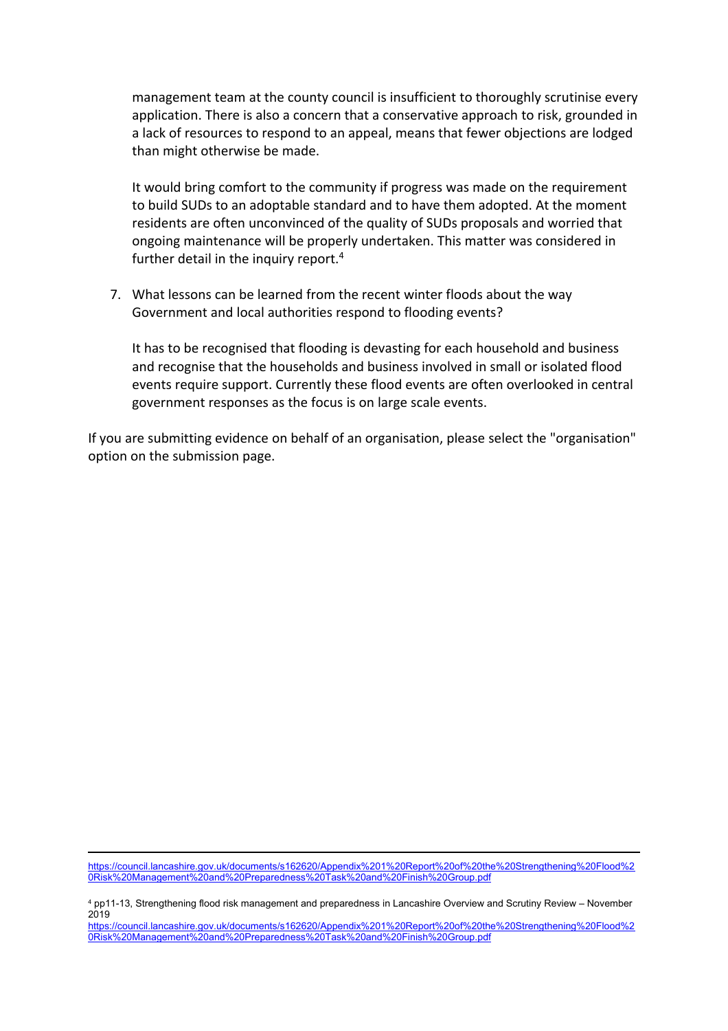management team at the county council is insufficient to thoroughly scrutinise every application. There is also a concern that a conservative approach to risk, grounded in a lack of resources to respond to an appeal, means that fewer objections are lodged than might otherwise be made.

It would bring comfort to the community if progress was made on the requirement to build SUDs to an adoptable standard and to have them adopted. At the moment residents are often unconvinced of the quality of SUDs proposals and worried that ongoing maintenance will be properly undertaken. This matter was considered in further detail in the inquiry report.[4]

7. What lessons can be learned from the recent winter floods about the way Government and local authorities respond to flooding events?

   It has to be recognised that flooding is devasting for each household and business and recognise that the households and business involved in small or isolated flood events require support. Currently these flood events are often overlooked in central government responses as the focus is on large scale events.

If you are submitting evidence on behalf of an organisation, please select the "organisation" option on the submission page.

---

https://council.lancashire.gov.uk/documents/s162620/Appendix%201%20Report%20of%20the%20Strengthening%20Flood%20Risk%20Management%20and%20Preparedness%20Task%20and%20Finish%20Group.pdf

[4] pp11-13, Strengthening flood risk management and preparedness in Lancashire Overview and Scrutiny Review – November 2019
https://council.lancashire.gov.uk/documents/s162620/Appendix%201%20Report%20of%20the%20Strengthening%20Flood%20Risk%20Management%20and%20Preparedness%20Task%20and%20Finish%20Group.pdf